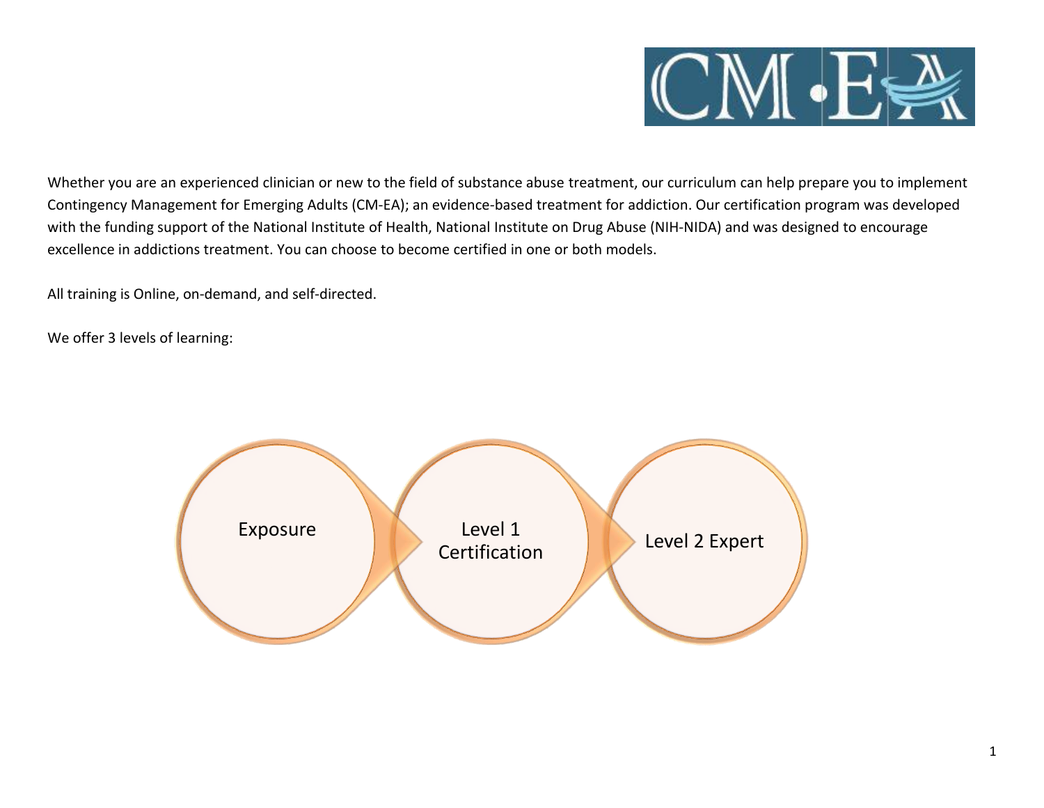CM·EA

Whether you are an experienced clinician or new to the field of substance abuse treatment, our curriculum can help prepare you to implement Contingency Management for Emerging Adults (CM-EA); an evidence-based treatment for addiction. Our certification program was developed with the funding support of the National Institute of Health, National Institute on Drug Abuse (NIH-NIDA) and was designed to encourage excellence in addictions treatment. You can choose to become certified in one or both models.

All training is Online, on-demand, and self-directed.

We offer 3 levels of learning:

Exposure → Level 1 Certification → Level 2 Expert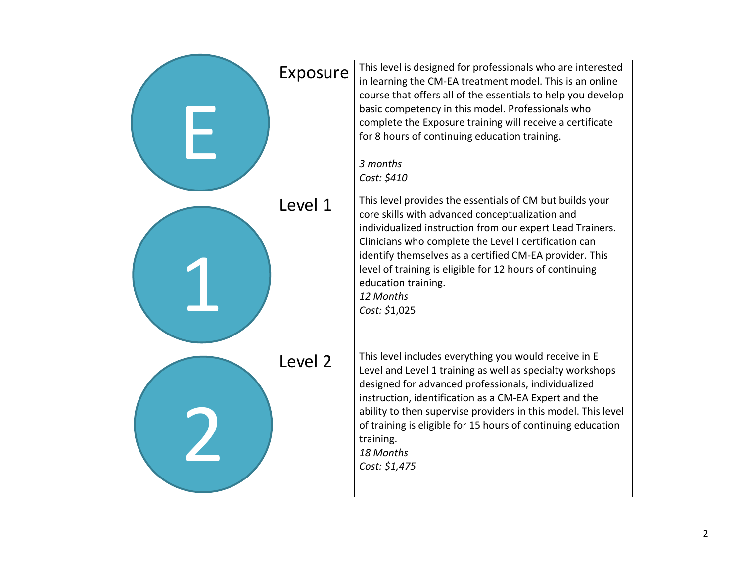| Level | Description |
| --- | --- |
| Exposure | This level is designed for professionals who are interested in learning the CM-EA treatment model. This is an online course that offers all of the essentials to help you develop basic competency in this model. Professionals who complete the Exposure training will receive a certificate for 8 hours of continuing education training.<br><br>*3 months*<br>*Cost: $410* |
| Level 1 | This level provides the essentials of CM but builds your core skills with advanced conceptualization and individualized instruction from our expert Lead Trainers. Clinicians who complete the Level I certification can identify themselves as a certified CM-EA provider. This level of training is eligible for 12 hours of continuing education training.<br>*12 Months*<br>*Cost: $*1,025 |
| Level 2 | This level includes everything you would receive in E Level and Level 1 training as well as specialty workshops designed for advanced professionals, individualized instruction, identification as a CM-EA Expert and the ability to then supervise providers in this model. This level of training is eligible for 15 hours of continuing education training.<br>*18 Months*<br>*Cost: $1,475* |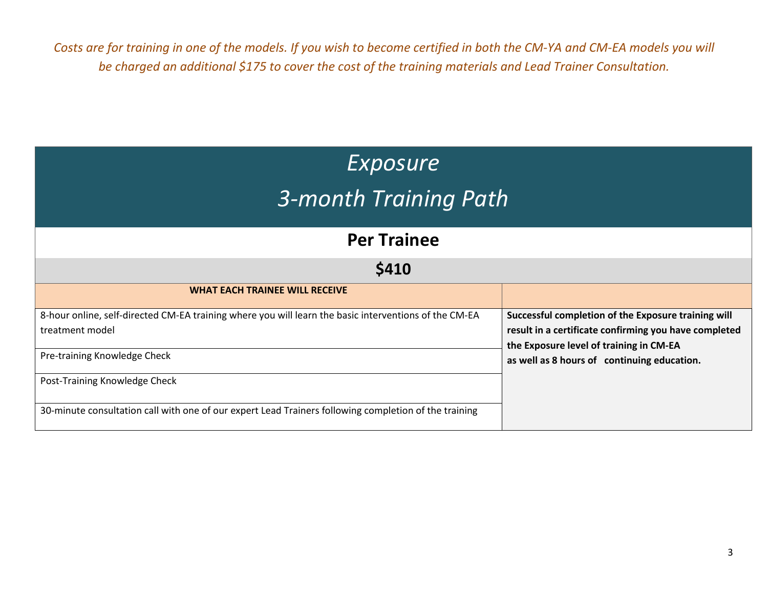*Costs are for training in one of the models. If you wish to become certified in both the CM-YA and CM-EA models you will be charged an additional $175 to cover the cost of the training materials and Lead Trainer Consultation.*

# *Exposure*

# *3-month Training Path*

## Per Trainee

## $410

| WHAT EACH TRAINEE WILL RECEIVE | |
|---|---|
| 8-hour online, self-directed CM-EA training where you will learn the basic interventions of the CM-EA treatment model | **Successful completion of the Exposure training will result in a certificate confirming you have completed the Exposure level of training in CM-EA as well as 8 hours of continuing education.** |
| Pre-training Knowledge Check | |
| Post-Training Knowledge Check | |
| 30-minute consultation call with one of our expert Lead Trainers following completion of the training | |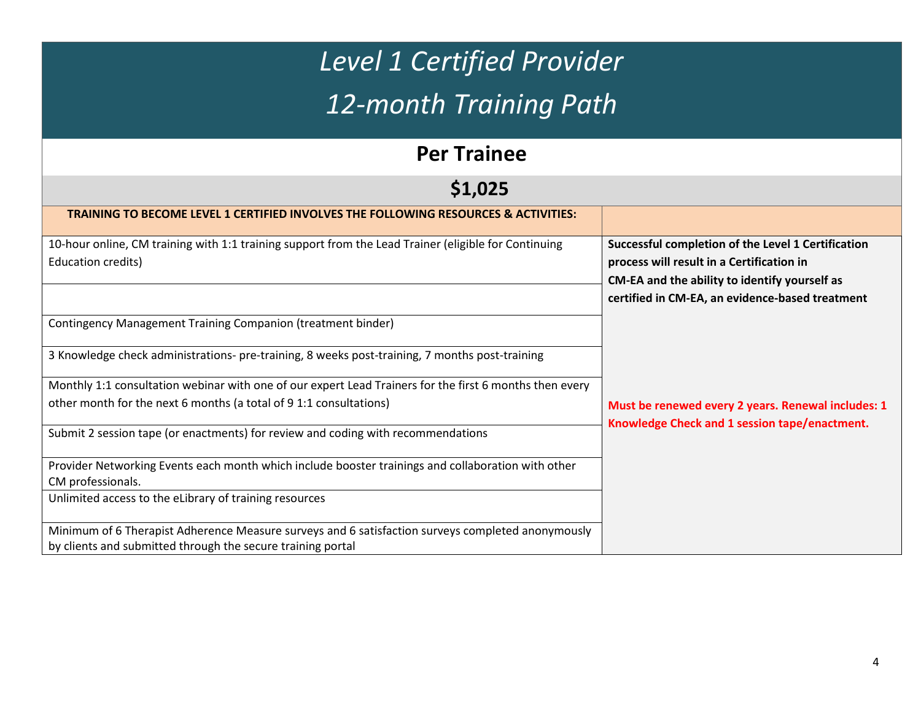# *Level 1 Certified Provider*

# *12-month Training Path*

## Per Trainee

## $1,025

| TRAINING TO BECOME LEVEL 1 CERTIFIED INVOLVES THE FOLLOWING RESOURCES & ACTIVITIES: | |
|---|---|
| 10-hour online, CM training with 1:1 training support from the Lead Trainer (eligible for Continuing Education credits) | **Successful completion of the Level 1 Certification process will result in a Certification in CM-EA and the ability to identify yourself as certified in CM-EA, an evidence-based treatment** |
| | |
| Contingency Management Training Companion (treatment binder) | |
| 3 Knowledge check administrations- pre-training, 8 weeks post-training, 7 months post-training | |
| Monthly 1:1 consultation webinar with one of our expert Lead Trainers for the first 6 months then every other month for the next 6 months (a total of 9 1:1 consultations) | **Must be renewed every 2 years. Renewal includes: 1 Knowledge Check and 1 session tape/enactment.** |
| Submit 2 session tape (or enactments) for review and coding with recommendations | |
| Provider Networking Events each month which include booster trainings and collaboration with other CM professionals. | |
| Unlimited access to the eLibrary of training resources | |
| Minimum of 6 Therapist Adherence Measure surveys and 6 satisfaction surveys completed anonymously by clients and submitted through the secure training portal | |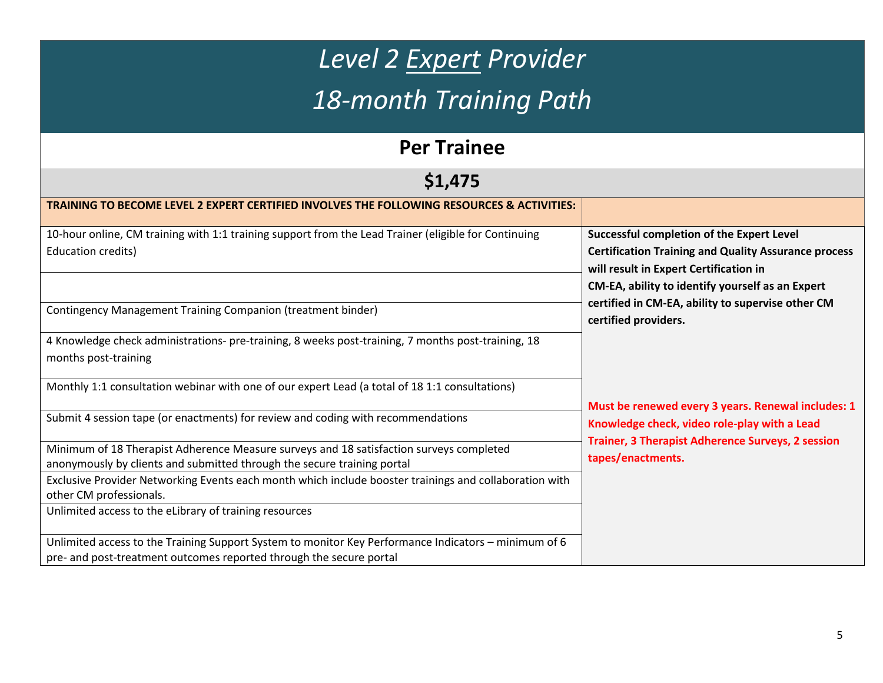# *Level 2 <u>Expert</u> Provider*

# *18-month Training Path*

## Per Trainee

## $1,475

| **TRAINING TO BECOME LEVEL 2 EXPERT CERTIFIED INVOLVES THE FOLLOWING RESOURCES & ACTIVITIES:** | |
|---|---|
| 10-hour online, CM training with 1:1 training support from the Lead Trainer (eligible for Continuing Education credits) | **Successful completion of the Expert Level Certification Training and Quality Assurance process will result in Expert Certification in CM-EA, ability to identify yourself as an Expert certified in CM-EA, ability to supervise other CM certified providers.** |
| | |
| Contingency Management Training Companion (treatment binder) | |
| 4 Knowledge check administrations- pre-training, 8 weeks post-training, 7 months post-training, 18 months post-training | |
| Monthly 1:1 consultation webinar with one of our expert Lead (a total of 18 1:1 consultations) | **Must be renewed every 3 years. Renewal includes: 1 Knowledge check, video role-play with a Lead Trainer, 3 Therapist Adherence Surveys, 2 session tapes/enactments.** |
| Submit 4 session tape (or enactments) for review and coding with recommendations | |
| Minimum of 18 Therapist Adherence Measure surveys and 18 satisfaction surveys completed anonymously by clients and submitted through the secure training portal | |
| Exclusive Provider Networking Events each month which include booster trainings and collaboration with other CM professionals. | |
| Unlimited access to the eLibrary of training resources | |
| Unlimited access to the Training Support System to monitor Key Performance Indicators – minimum of 6 pre- and post-treatment outcomes reported through the secure portal | |